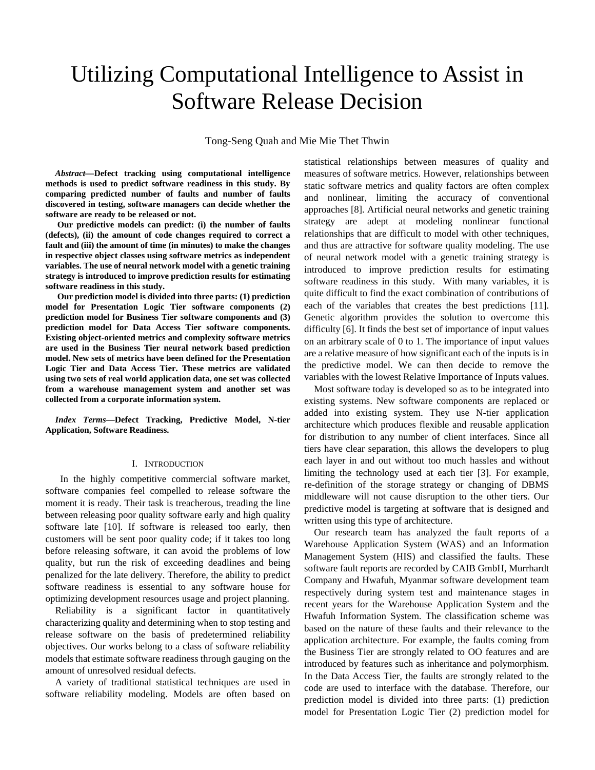# Utilizing Computational Intelligence to Assist in Software Release Decision

Tong-Seng Quah and Mie Mie Thet Thwin

***Abstract*—Defect tracking using computational intelligence methods is used to predict software readiness in this study. By comparing predicted number of faults and number of faults discovered in testing, software managers can decide whether the software are ready to be released or not.**

**Our predictive models can predict: (i) the number of faults (defects), (ii) the amount of code changes required to correct a fault and (iii) the amount of time (in minutes) to make the changes in respective object classes using software metrics as independent variables. The use of neural network model with a genetic training strategy is introduced to improve prediction results for estimating software readiness in this study.**

**Our prediction model is divided into three parts: (1) prediction model for Presentation Logic Tier software components (2) prediction model for Business Tier software components and (3) prediction model for Data Access Tier software components. Existing object-oriented metrics and complexity software metrics are used in the Business Tier neural network based prediction model. New sets of metrics have been defined for the Presentation Logic Tier and Data Access Tier. These metrics are validated using two sets of real world application data, one set was collected from a warehouse management system and another set was collected from a corporate information system.**

***Index Terms*—Defect Tracking, Predictive Model, N-tier Application, Software Readiness.**

## I. Introduction

In the highly competitive commercial software market, software companies feel compelled to release software the moment it is ready. Their task is treacherous, treading the line between releasing poor quality software early and high quality software late [10]. If software is released too early, then customers will be sent poor quality code; if it takes too long before releasing software, it can avoid the problems of low quality, but run the risk of exceeding deadlines and being penalized for the late delivery. Therefore, the ability to predict software readiness is essential to any software house for optimizing development resources usage and project planning.

Reliability is a significant factor in quantitatively characterizing quality and determining when to stop testing and release software on the basis of predetermined reliability objectives. Our works belong to a class of software reliability models that estimate software readiness through gauging on the amount of unresolved residual defects.

A variety of traditional statistical techniques are used in software reliability modeling. Models are often based on statistical relationships between measures of quality and measures of software metrics. However, relationships between static software metrics and quality factors are often complex and nonlinear, limiting the accuracy of conventional approaches [8]. Artificial neural networks and genetic training strategy are adept at modeling nonlinear functional relationships that are difficult to model with other techniques, and thus are attractive for software quality modeling. The use of neural network model with a genetic training strategy is introduced to improve prediction results for estimating software readiness in this study. With many variables, it is quite difficult to find the exact combination of contributions of each of the variables that creates the best predictions [11]. Genetic algorithm provides the solution to overcome this difficulty [6]. It finds the best set of importance of input values on an arbitrary scale of 0 to 1. The importance of input values are a relative measure of how significant each of the inputs is in the predictive model. We can then decide to remove the variables with the lowest Relative Importance of Inputs values.

Most software today is developed so as to be integrated into existing systems. New software components are replaced or added into existing system. They use N-tier application architecture which produces flexible and reusable application for distribution to any number of client interfaces. Since all tiers have clear separation, this allows the developers to plug each layer in and out without too much hassles and without limiting the technology used at each tier [3]. For example, re-definition of the storage strategy or changing of DBMS middleware will not cause disruption to the other tiers. Our predictive model is targeting at software that is designed and written using this type of architecture.

Our research team has analyzed the fault reports of a Warehouse Application System (WAS) and an Information Management System (HIS) and classified the faults. These software fault reports are recorded by CAIB GmbH, Murrhardt Company and Hwafuh, Myanmar software development team respectively during system test and maintenance stages in recent years for the Warehouse Application System and the Hwafuh Information System. The classification scheme was based on the nature of these faults and their relevance to the application architecture. For example, the faults coming from the Business Tier are strongly related to OO features and are introduced by features such as inheritance and polymorphism. In the Data Access Tier, the faults are strongly related to the code are used to interface with the database. Therefore, our prediction model is divided into three parts: (1) prediction model for Presentation Logic Tier (2) prediction model for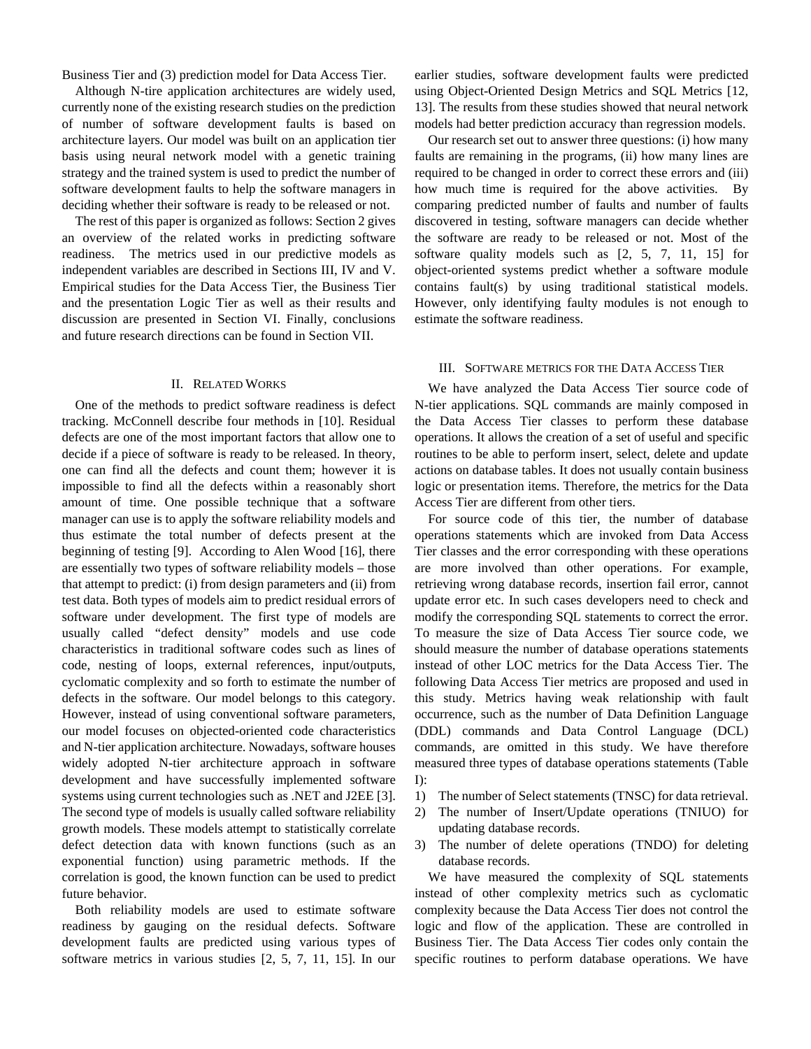Business Tier and (3) prediction model for Data Access Tier.

Although N-tire application architectures are widely used, currently none of the existing research studies on the prediction of number of software development faults is based on architecture layers. Our model was built on an application tier basis using neural network model with a genetic training strategy and the trained system is used to predict the number of software development faults to help the software managers in deciding whether their software is ready to be released or not.

The rest of this paper is organized as follows: Section 2 gives an overview of the related works in predicting software readiness. The metrics used in our predictive models as independent variables are described in Sections III, IV and V. Empirical studies for the Data Access Tier, the Business Tier and the presentation Logic Tier as well as their results and discussion are presented in Section VI. Finally, conclusions and future research directions can be found in Section VII.

## II. Related Works

One of the methods to predict software readiness is defect tracking. McConnell describe four methods in [10]. Residual defects are one of the most important factors that allow one to decide if a piece of software is ready to be released. In theory, one can find all the defects and count them; however it is impossible to find all the defects within a reasonably short amount of time. One possible technique that a software manager can use is to apply the software reliability models and thus estimate the total number of defects present at the beginning of testing [9]. According to Alen Wood [16], there are essentially two types of software reliability models – those that attempt to predict: (i) from design parameters and (ii) from test data. Both types of models aim to predict residual errors of software under development. The first type of models are usually called "defect density" models and use code characteristics in traditional software codes such as lines of code, nesting of loops, external references, input/outputs, cyclomatic complexity and so forth to estimate the number of defects in the software. Our model belongs to this category. However, instead of using conventional software parameters, our model focuses on objected-oriented code characteristics and N-tier application architecture. Nowadays, software houses widely adopted N-tier architecture approach in software development and have successfully implemented software systems using current technologies such as .NET and J2EE [3]. The second type of models is usually called software reliability growth models. These models attempt to statistically correlate defect detection data with known functions (such as an exponential function) using parametric methods. If the correlation is good, the known function can be used to predict future behavior.

Both reliability models are used to estimate software readiness by gauging on the residual defects. Software development faults are predicted using various types of software metrics in various studies [2, 5, 7, 11, 15]. In our earlier studies, software development faults were predicted using Object-Oriented Design Metrics and SQL Metrics [12, 13]. The results from these studies showed that neural network models had better prediction accuracy than regression models.

Our research set out to answer three questions: (i) how many faults are remaining in the programs, (ii) how many lines are required to be changed in order to correct these errors and (iii) how much time is required for the above activities. By comparing predicted number of faults and number of faults discovered in testing, software managers can decide whether the software are ready to be released or not. Most of the software quality models such as [2, 5, 7, 11, 15] for object-oriented systems predict whether a software module contains fault(s) by using traditional statistical models. However, only identifying faulty modules is not enough to estimate the software readiness.

## III. Software metrics for the Data Access Tier

We have analyzed the Data Access Tier source code of N-tier applications. SQL commands are mainly composed in the Data Access Tier classes to perform these database operations. It allows the creation of a set of useful and specific routines to be able to perform insert, select, delete and update actions on database tables. It does not usually contain business logic or presentation items. Therefore, the metrics for the Data Access Tier are different from other tiers.

For source code of this tier, the number of database operations statements which are invoked from Data Access Tier classes and the error corresponding with these operations are more involved than other operations. For example, retrieving wrong database records, insertion fail error, cannot update error etc. In such cases developers need to check and modify the corresponding SQL statements to correct the error. To measure the size of Data Access Tier source code, we should measure the number of database operations statements instead of other LOC metrics for the Data Access Tier. The following Data Access Tier metrics are proposed and used in this study. Metrics having weak relationship with fault occurrence, such as the number of Data Definition Language (DDL) commands and Data Control Language (DCL) commands, are omitted in this study. We have therefore measured three types of database operations statements (Table I):

1) The number of Select statements (TNSC) for data retrieval.
2) The number of Insert/Update operations (TNIUO) for updating database records.
3) The number of delete operations (TNDO) for deleting database records.

We have measured the complexity of SQL statements instead of other complexity metrics such as cyclomatic complexity because the Data Access Tier does not control the logic and flow of the application. These are controlled in Business Tier. The Data Access Tier codes only contain the specific routines to perform database operations. We have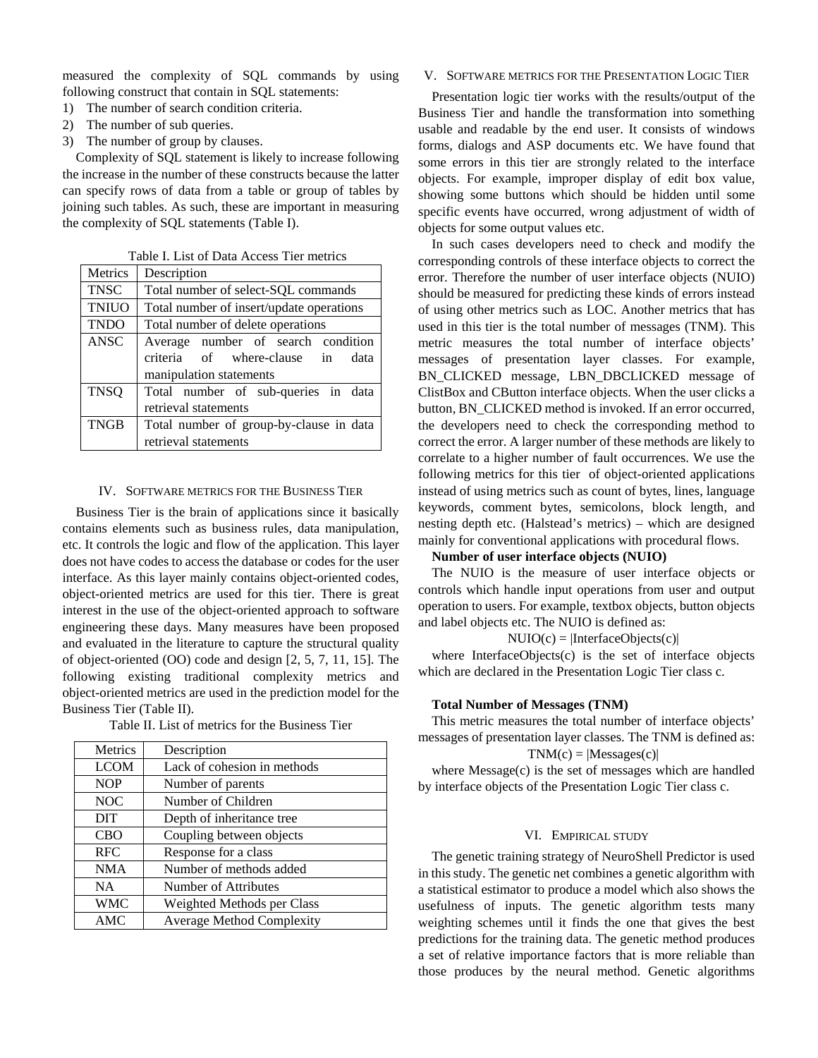measured the complexity of SQL commands by using following construct that contain in SQL statements:

1) The number of search condition criteria.
2) The number of sub queries.
3) The number of group by clauses.

Complexity of SQL statement is likely to increase following the increase in the number of these constructs because the latter can specify rows of data from a table or group of tables by joining such tables. As such, these are important in measuring the complexity of SQL statements (Table I).

Table I. List of Data Access Tier metrics

| Metrics | Description |
|---|---|
| TNSC | Total number of select-SQL commands |
| TNIUO | Total number of insert/update operations |
| TNDO | Total number of delete operations |
| ANSC | Average number of search condition criteria of where-clause in data manipulation statements |
| TNSQ | Total number of sub-queries in data retrieval statements |
| TNGB | Total number of group-by-clause in data retrieval statements |

## IV. Software metrics for the Business Tier

Business Tier is the brain of applications since it basically contains elements such as business rules, data manipulation, etc. It controls the logic and flow of the application. This layer does not have codes to access the database or codes for the user interface. As this layer mainly contains object-oriented codes, object-oriented metrics are used for this tier. There is great interest in the use of the object-oriented approach to software engineering these days. Many measures have been proposed and evaluated in the literature to capture the structural quality of object-oriented (OO) code and design [2, 5, 7, 11, 15]. The following existing traditional complexity metrics and object-oriented metrics are used in the prediction model for the Business Tier (Table II).

Table II. List of metrics for the Business Tier

| Metrics | Description |
|---|---|
| LCOM | Lack of cohesion in methods |
| NOP | Number of parents |
| NOC | Number of Children |
| DIT | Depth of inheritance tree |
| CBO | Coupling between objects |
| RFC | Response for a class |
| NMA | Number of methods added |
| NA | Number of Attributes |
| WMC | Weighted Methods per Class |
| AMC | Average Method Complexity |

## V. Software metrics for the Presentation Logic Tier

Presentation logic tier works with the results/output of the Business Tier and handle the transformation into something usable and readable by the end user. It consists of windows forms, dialogs and ASP documents etc. We have found that some errors in this tier are strongly related to the interface objects. For example, improper display of edit box value, showing some buttons which should be hidden until some specific events have occurred, wrong adjustment of width of objects for some output values etc.

In such cases developers need to check and modify the corresponding controls of these interface objects to correct the error. Therefore the number of user interface objects (NUIO) should be measured for predicting these kinds of errors instead of using other metrics such as LOC. Another metrics that has used in this tier is the total number of messages (TNM). This metric measures the total number of interface objects' messages of presentation layer classes. For example, BN_CLICKED message, LBN_DBCLICKED message of CListBox and CButton interface objects. When the user clicks a button, BN_CLICKED method is invoked. If an error occurred, the developers need to check the corresponding method to correct the error. A larger number of these methods are likely to correlate to a higher number of fault occurrences. We use the following metrics for this tier of object-oriented applications instead of using metrics such as count of bytes, lines, language keywords, comment bytes, semicolons, block length, and nesting depth etc. (Halstead's metrics) – which are designed mainly for conventional applications with procedural flows.

**Number of user interface objects (NUIO)**

The NUIO is the measure of user interface objects or controls which handle input operations from user and output operation to users. For example, textbox objects, button objects and label objects etc. The NUIO is defined as:

$$NUIO(c) = |InterfaceObjects(c)|$$

where InterfaceObjects(c) is the set of interface objects which are declared in the Presentation Logic Tier class c.

**Total Number of Messages (TNM)**

This metric measures the total number of interface objects' messages of presentation layer classes. The TNM is defined as:

$$TNM(c) = |Messages(c)|$$

where Message(c) is the set of messages which are handled by interface objects of the Presentation Logic Tier class c.

## VI. Empirical study

The genetic training strategy of NeuroShell Predictor is used in this study. The genetic net combines a genetic algorithm with a statistical estimator to produce a model which also shows the usefulness of inputs. The genetic algorithm tests many weighting schemes until it finds the one that gives the best predictions for the training data. The genetic method produces a set of relative importance factors that is more reliable than those produces by the neural method. Genetic algorithms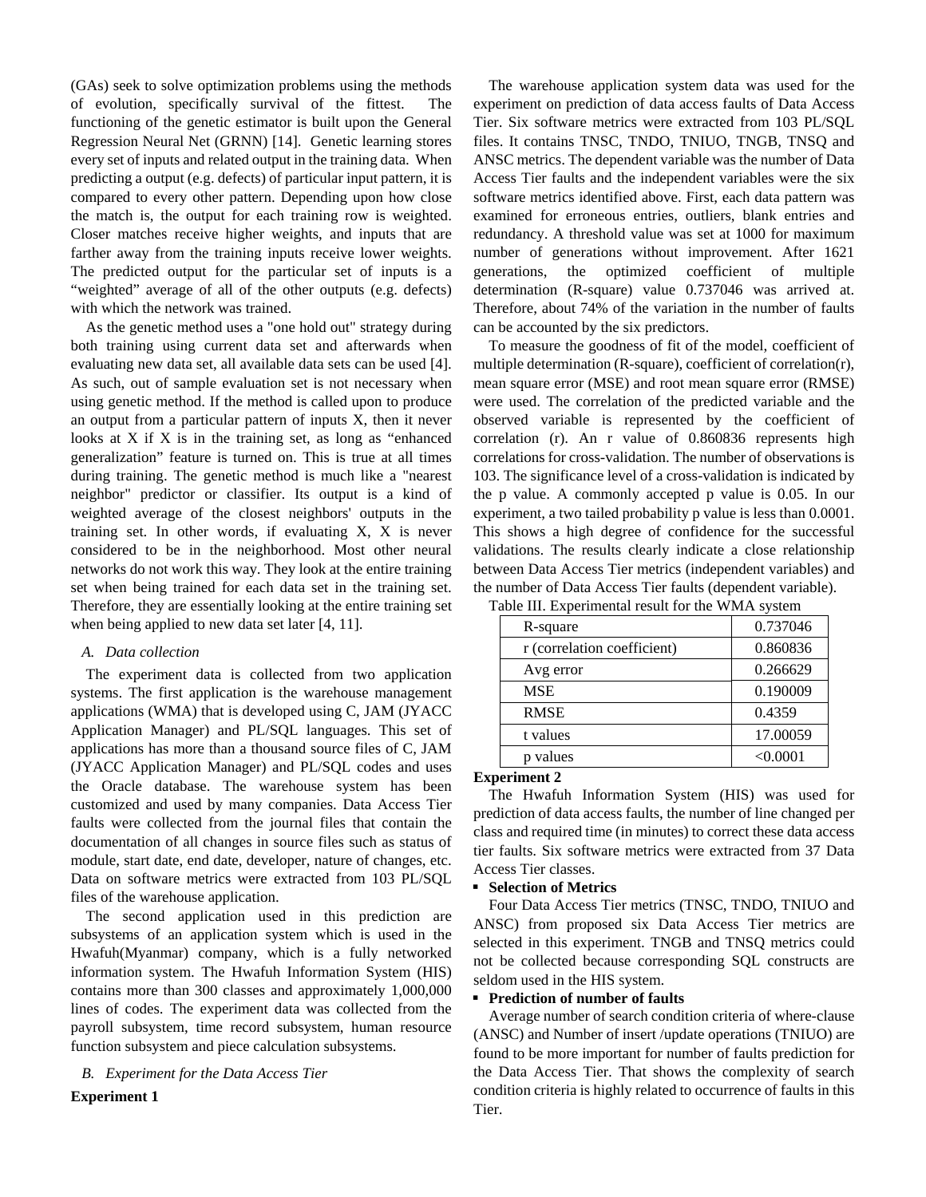(GAs) seek to solve optimization problems using the methods of evolution, specifically survival of the fittest. The functioning of the genetic estimator is built upon the General Regression Neural Net (GRNN) [14]. Genetic learning stores every set of inputs and related output in the training data. When predicting a output (e.g. defects) of particular input pattern, it is compared to every other pattern. Depending upon how close the match is, the output for each training row is weighted. Closer matches receive higher weights, and inputs that are farther away from the training inputs receive lower weights. The predicted output for the particular set of inputs is a "weighted" average of all of the other outputs (e.g. defects) with which the network was trained.

As the genetic method uses a "one hold out" strategy during both training using current data set and afterwards when evaluating new data set, all available data sets can be used [4]. As such, out of sample evaluation set is not necessary when using genetic method. If the method is called upon to produce an output from a particular pattern of inputs X, then it never looks at X if X is in the training set, as long as "enhanced generalization" feature is turned on. This is true at all times during training. The genetic method is much like a "nearest neighbor" predictor or classifier. Its output is a kind of weighted average of the closest neighbors' outputs in the training set. In other words, if evaluating X, X is never considered to be in the neighborhood. Most other neural networks do not work this way. They look at the entire training set when being trained for each data set in the training set. Therefore, they are essentially looking at the entire training set when being applied to new data set later [4, 11].

### *A. Data collection*

The experiment data is collected from two application systems. The first application is the warehouse management applications (WMA) that is developed using C, JAM (JYACC Application Manager) and PL/SQL languages. This set of applications has more than a thousand source files of C, JAM (JYACC Application Manager) and PL/SQL codes and uses the Oracle database. The warehouse system has been customized and used by many companies. Data Access Tier faults were collected from the journal files that contain the documentation of all changes in source files such as status of module, start date, end date, developer, nature of changes, etc. Data on software metrics were extracted from 103 PL/SQL files of the warehouse application.

The second application used in this prediction are subsystems of an application system which is used in the Hwafuh(Myanmar) company, which is a fully networked information system. The Hwafuh Information System (HIS) contains more than 300 classes and approximately 1,000,000 lines of codes. The experiment data was collected from the payroll subsystem, time record subsystem, human resource function subsystem and piece calculation subsystems.

### *B. Experiment for the Data Access Tier*

**Experiment 1**

The warehouse application system data was used for the experiment on prediction of data access faults of Data Access Tier. Six software metrics were extracted from 103 PL/SQL files. It contains TNSC, TNDO, TNIUO, TNGB, TNSQ and ANSC metrics. The dependent variable was the number of Data Access Tier faults and the independent variables were the six software metrics identified above. First, each data pattern was examined for erroneous entries, outliers, blank entries and redundancy. A threshold value was set at 1000 for maximum number of generations without improvement. After 1621 generations, the optimized coefficient of multiple determination (R-square) value 0.737046 was arrived at. Therefore, about 74% of the variation in the number of faults can be accounted by the six predictors.

To measure the goodness of fit of the model, coefficient of multiple determination (R-square), coefficient of correlation(r), mean square error (MSE) and root mean square error (RMSE) were used. The correlation of the predicted variable and the observed variable is represented by the coefficient of correlation (r). An r value of 0.860836 represents high correlations for cross-validation. The number of observations is 103. The significance level of a cross-validation is indicated by the p value. A commonly accepted p value is 0.05. In our experiment, a two tailed probability p value is less than 0.0001. This shows a high degree of confidence for the successful validations. The results clearly indicate a close relationship between Data Access Tier metrics (independent variables) and the number of Data Access Tier faults (dependent variable).

Table III. Experimental result for the WMA system

| | |
|---|---|
| R-square | 0.737046 |
| r (correlation coefficient) | 0.860836 |
| Avg error | 0.266629 |
| MSE | 0.190009 |
| RMSE | 0.4359 |
| t values | 17.00059 |
| p values | <0.0001 |

**Experiment 2**

The Hwafuh Information System (HIS) was used for prediction of data access faults, the number of line changed per class and required time (in minutes) to correct these data access tier faults. Six software metrics were extracted from 37 Data Access Tier classes.

- **Selection of Metrics**

Four Data Access Tier metrics (TNSC, TNDO, TNIUO and ANSC) from proposed six Data Access Tier metrics are selected in this experiment. TNGB and TNSQ metrics could not be collected because corresponding SQL constructs are seldom used in the HIS system.

- **Prediction of number of faults**

Average number of search condition criteria of where-clause (ANSC) and Number of insert /update operations (TNIUO) are found to be more important for number of faults prediction for the Data Access Tier. That shows the complexity of search condition criteria is highly related to occurrence of faults in this Tier.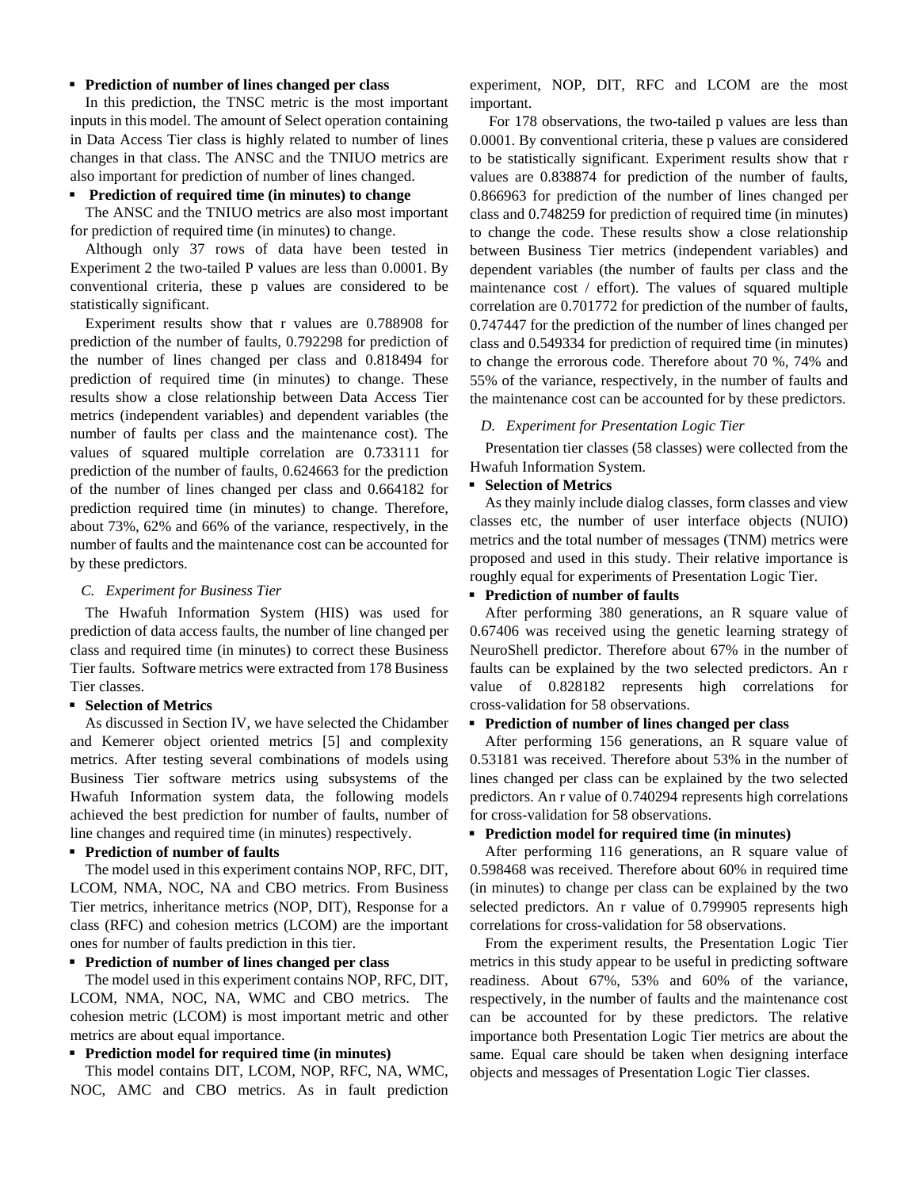- **Prediction of number of lines changed per class**

In this prediction, the TNSC metric is the most important inputs in this model. The amount of Select operation containing in Data Access Tier class is highly related to number of lines changes in that class. The ANSC and the TNIUO metrics are also important for prediction of number of lines changed.

- **Prediction of required time (in minutes) to change**

The ANSC and the TNIUO metrics are also most important for prediction of required time (in minutes) to change.

Although only 37 rows of data have been tested in Experiment 2 the two-tailed P values are less than 0.0001. By conventional criteria, these p values are considered to be statistically significant.

Experiment results show that r values are 0.788908 for prediction of the number of faults, 0.792298 for prediction of the number of lines changed per class and 0.818494 for prediction of required time (in minutes) to change. These results show a close relationship between Data Access Tier metrics (independent variables) and dependent variables (the number of faults per class and the maintenance cost). The values of squared multiple correlation are 0.733111 for prediction of the number of faults, 0.624663 for the prediction of the number of lines changed per class and 0.664182 for prediction required time (in minutes) to change. Therefore, about 73%, 62% and 66% of the variance, respectively, in the number of faults and the maintenance cost can be accounted for by these predictors.

### *C. Experiment for Business Tier*

The Hwafuh Information System (HIS) was used for prediction of data access faults, the number of line changed per class and required time (in minutes) to correct these Business Tier faults. Software metrics were extracted from 178 Business Tier classes.

- **Selection of Metrics**

As discussed in Section IV, we have selected the Chidamber and Kemerer object oriented metrics [5] and complexity metrics. After testing several combinations of models using Business Tier software metrics using subsystems of the Hwafuh Information system data, the following models achieved the best prediction for number of faults, number of line changes and required time (in minutes) respectively.

- **Prediction of number of faults**

The model used in this experiment contains NOP, RFC, DIT, LCOM, NMA, NOC, NA and CBO metrics. From Business Tier metrics, inheritance metrics (NOP, DIT), Response for a class (RFC) and cohesion metrics (LCOM) are the important ones for number of faults prediction in this tier.

- **Prediction of number of lines changed per class**

The model used in this experiment contains NOP, RFC, DIT, LCOM, NMA, NOC, NA, WMC and CBO metrics. The cohesion metric (LCOM) is most important metric and other metrics are about equal importance.

- **Prediction model for required time (in minutes)**

This model contains DIT, LCOM, NOP, RFC, NA, WMC, NOC, AMC and CBO metrics. As in fault prediction experiment, NOP, DIT, RFC and LCOM are the most important.

For 178 observations, the two-tailed p values are less than 0.0001. By conventional criteria, these p values are considered to be statistically significant. Experiment results show that r values are 0.838874 for prediction of the number of faults, 0.866963 for prediction of the number of lines changed per class and 0.748259 for prediction of required time (in minutes) to change the code. These results show a close relationship between Business Tier metrics (independent variables) and dependent variables (the number of faults per class and the maintenance cost / effort). The values of squared multiple correlation are 0.701772 for prediction of the number of faults, 0.747447 for the prediction of the number of lines changed per class and 0.549334 for prediction of required time (in minutes) to change the errorous code. Therefore about 70 %, 74% and 55% of the variance, respectively, in the number of faults and the maintenance cost can be accounted for by these predictors.

### *D. Experiment for Presentation Logic Tier*

Presentation tier classes (58 classes) were collected from the Hwafuh Information System.

- **Selection of Metrics**

As they mainly include dialog classes, form classes and view classes etc, the number of user interface objects (NUIO) metrics and the total number of messages (TNM) metrics were proposed and used in this study. Their relative importance is roughly equal for experiments of Presentation Logic Tier.

- **Prediction of number of faults**

After performing 380 generations, an R square value of 0.67406 was received using the genetic learning strategy of NeuroShell predictor. Therefore about 67% in the number of faults can be explained by the two selected predictors. An r value of 0.828182 represents high correlations for cross-validation for 58 observations.

- **Prediction of number of lines changed per class**

After performing 156 generations, an R square value of 0.53181 was received. Therefore about 53% in the number of lines changed per class can be explained by the two selected predictors. An r value of 0.740294 represents high correlations for cross-validation for 58 observations.

- **Prediction model for required time (in minutes)**

After performing 116 generations, an R square value of 0.598468 was received. Therefore about 60% in required time (in minutes) to change per class can be explained by the two selected predictors. An r value of 0.799905 represents high correlations for cross-validation for 58 observations.

From the experiment results, the Presentation Logic Tier metrics in this study appear to be useful in predicting software readiness. About 67%, 53% and 60% of the variance, respectively, in the number of faults and the maintenance cost can be accounted for by these predictors. The relative importance both Presentation Logic Tier metrics are about the same. Equal care should be taken when designing interface objects and messages of Presentation Logic Tier classes.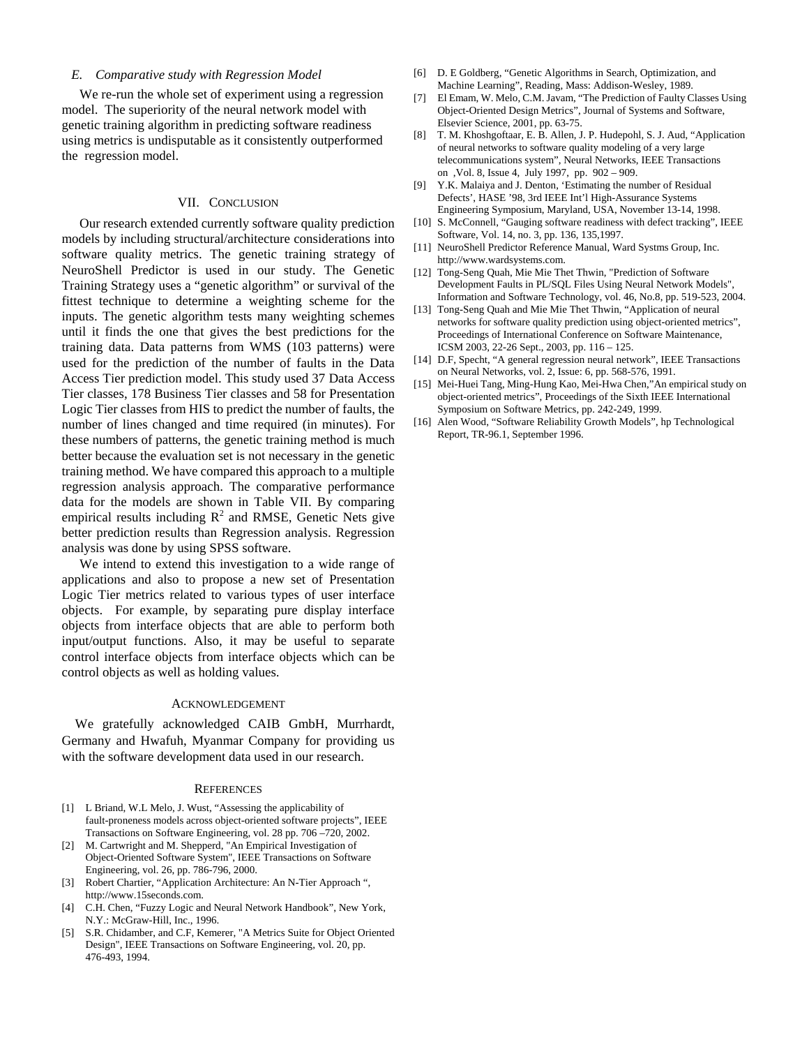### E. Comparative study with Regression Model

We re-run the whole set of experiment using a regression model. The superiority of the neural network model with genetic training algorithm in predicting software readiness using metrics is undisputable as it consistently outperformed the regression model.

## VII. Conclusion

Our research extended currently software quality prediction models by including structural/architecture considerations into software quality metrics. The genetic training strategy of NeuroShell Predictor is used in our study. The Genetic Training Strategy uses a "genetic algorithm" or survival of the fittest technique to determine a weighting scheme for the inputs. The genetic algorithm tests many weighting schemes until it finds the one that gives the best predictions for the training data. Data patterns from WMS (103 patterns) were used for the prediction of the number of faults in the Data Access Tier prediction model. This study used 37 Data Access Tier classes, 178 Business Tier classes and 58 for Presentation Logic Tier classes from HIS to predict the number of faults, the number of lines changed and time required (in minutes). For these numbers of patterns, the genetic training method is much better because the evaluation set is not necessary in the genetic training method. We have compared this approach to a multiple regression analysis approach. The comparative performance data for the models are shown in Table VII. By comparing empirical results including $R^2$ and RMSE, Genetic Nets give better prediction results than Regression analysis. Regression analysis was done by using SPSS software.

We intend to extend this investigation to a wide range of applications and also to propose a new set of Presentation Logic Tier metrics related to various types of user interface objects. For example, by separating pure display interface objects from interface objects that are able to perform both input/output functions. Also, it may be useful to separate control interface objects from interface objects which can be control objects as well as holding values.

## Acknowledgement

We gratefully acknowledged CAIB GmbH, Murrhardt, Germany and Hwafuh, Myanmar Company for providing us with the software development data used in our research.

## References

[1] L Briand, W.L Melo, J. Wust, "Assessing the applicability of fault-proneness models across object-oriented software projects", IEEE Transactions on Software Engineering, vol. 28 pp. 706 –720, 2002.

[2] M. Cartwright and M. Shepperd, "An Empirical Investigation of Object-Oriented Software System", IEEE Transactions on Software Engineering, vol. 26, pp. 786-796, 2000.

[3] Robert Chartier, "Application Architecture: An N-Tier Approach ", http://www.15seconds.com.

[4] C.H. Chen, "Fuzzy Logic and Neural Network Handbook", New York, N.Y.: McGraw-Hill, Inc., 1996.

[5] S.R. Chidamber, and C.F, Kemerer, "A Metrics Suite for Object Oriented Design", IEEE Transactions on Software Engineering, vol. 20, pp. 476-493, 1994.

[6] D. E Goldberg, "Genetic Algorithms in Search, Optimization, and Machine Learning", Reading, Mass: Addison-Wesley, 1989.

[7] El Emam, W. Melo, C.M. Javam, "The Prediction of Faulty Classes Using Object-Oriented Design Metrics", Journal of Systems and Software, Elsevier Science, 2001, pp. 63-75.

[8] T. M. Khoshgoftaar, E. B. Allen, J. P. Hudepohl, S. J. Aud, "Application of neural networks to software quality modeling of a very large telecommunications system", Neural Networks, IEEE Transactions on ,Vol. 8, Issue 4, July 1997, pp. 902 – 909.

[9] Y.K. Malaiya and J. Denton, 'Estimating the number of Residual Defects', HASE '98, 3rd IEEE Int'l High-Assurance Systems Engineering Symposium, Maryland, USA, November 13-14, 1998.

[10] S. McConnell, "Gauging software readiness with defect tracking", IEEE Software, Vol. 14, no. 3, pp. 136, 135,1997.

[11] NeuroShell Predictor Reference Manual, Ward Systms Group, Inc. http://www.wardsystems.com.

[12] Tong-Seng Quah, Mie Mie Thet Thwin, "Prediction of Software Development Faults in PL/SQL Files Using Neural Network Models", Information and Software Technology, vol. 46, No.8, pp. 519-523, 2004.

[13] Tong-Seng Quah and Mie Mie Thet Thwin, "Application of neural networks for software quality prediction using object-oriented metrics", Proceedings of International Conference on Software Maintenance, ICSM 2003, 22-26 Sept., 2003, pp. 116 – 125.

[14] D.F, Specht, "A general regression neural network", IEEE Transactions on Neural Networks, vol. 2, Issue: 6, pp. 568-576, 1991.

[15] Mei-Huei Tang, Ming-Hung Kao, Mei-Hwa Chen,"An empirical study on object-oriented metrics", Proceedings of the Sixth IEEE International Symposium on Software Metrics, pp. 242-249, 1999.

[16] Alen Wood, "Software Reliability Growth Models", hp Technological Report, TR-96.1, September 1996.